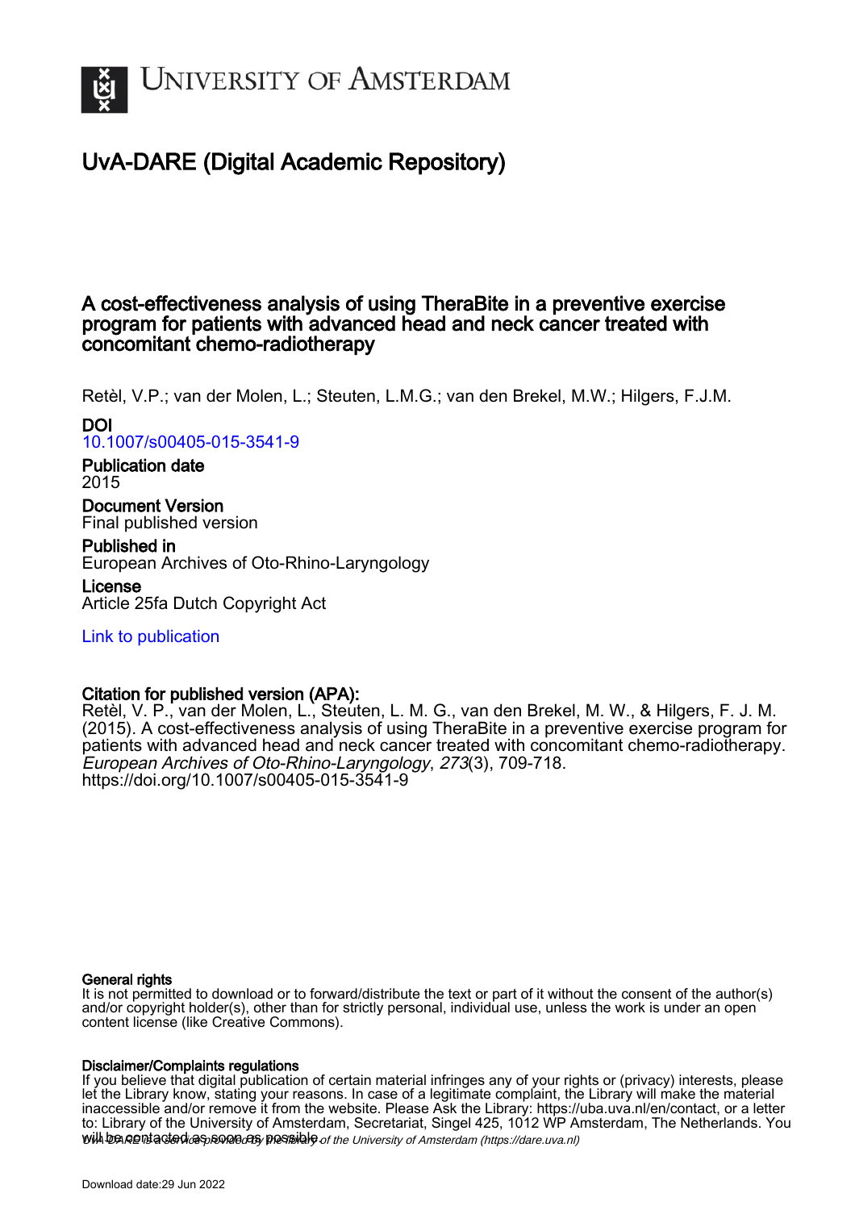UNIVERSITY OF AMSTERDAM

# UvA-DARE (Digital Academic Repository)

## A cost-effectiveness analysis of using TheraBite in a preventive exercise program for patients with advanced head and neck cancer treated with concomitant chemo-radiotherapy

Retèl, V.P.; van der Molen, L.; Steuten, L.M.G.; van den Brekel, M.W.; Hilgers, F.J.M.

**DOI**
10.1007/s00405-015-3541-9

**Publication date**
2015

**Document Version**
Final published version

**Published in**
European Archives of Oto-Rhino-Laryngology

**License**
Article 25fa Dutch Copyright Act

Link to publication

**Citation for published version (APA):**
Retèl, V. P., van der Molen, L., Steuten, L. M. G., van den Brekel, M. W., & Hilgers, F. J. M. (2015). A cost-effectiveness analysis of using TheraBite in a preventive exercise program for patients with advanced head and neck cancer treated with concomitant chemo-radiotherapy. *European Archives of Oto-Rhino-Laryngology*, *273*(3), 709-718. https://doi.org/10.1007/s00405-015-3541-9

**General rights**
It is not permitted to download or to forward/distribute the text or part of it without the consent of the author(s) and/or copyright holder(s), other than for strictly personal, individual use, unless the work is under an open content license (like Creative Commons).

**Disclaimer/Complaints regulations**
If you believe that digital publication of certain material infringes any of your rights or (privacy) interests, please let the Library know, stating your reasons. In case of a legitimate complaint, the Library will make the material inaccessible and/or remove it from the website. Please Ask the Library: https://uba.uva.nl/en/contact, or a letter to: Library of the University of Amsterdam, Secretariat, Singel 425, 1012 WP Amsterdam, The Netherlands. You will be contacted as soon as possible.

UvA-DARE is a service provided by the library of the University of Amsterdam (https://dare.uva.nl)

Download date:29 Jun 2022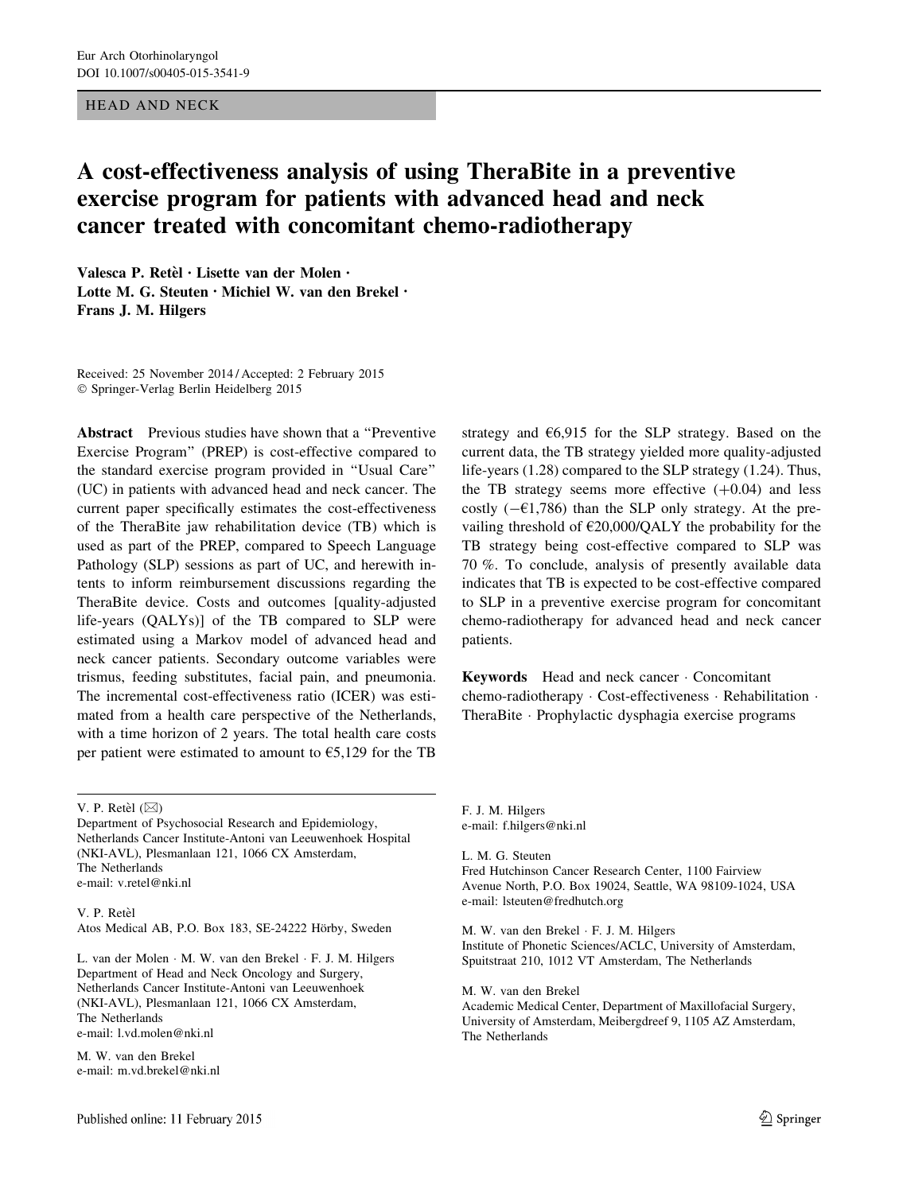HEAD AND NECK

# A cost-effectiveness analysis of using TheraBite in a preventive exercise program for patients with advanced head and neck cancer treated with concomitant chemo-radiotherapy

Valesca P. Retèl · Lisette van der Molen · Lotte M. G. Steuten · Michiel W. van den Brekel · Frans J. M. Hilgers

Received: 25 November 2014 / Accepted: 2 February 2015
© Springer-Verlag Berlin Heidelberg 2015

**Abstract** Previous studies have shown that a "Preventive Exercise Program" (PREP) is cost-effective compared to the standard exercise program provided in "Usual Care" (UC) in patients with advanced head and neck cancer. The current paper specifically estimates the cost-effectiveness of the TheraBite jaw rehabilitation device (TB) which is used as part of the PREP, compared to Speech Language Pathology (SLP) sessions as part of UC, and herewith intents to inform reimbursement discussions regarding the TheraBite device. Costs and outcomes [quality-adjusted life-years (QALYs)] of the TB compared to SLP were estimated using a Markov model of advanced head and neck cancer patients. Secondary outcome variables were trismus, feeding substitutes, facial pain, and pneumonia. The incremental cost-effectiveness ratio (ICER) was estimated from a health care perspective of the Netherlands, with a time horizon of 2 years. The total health care costs per patient were estimated to amount to €5,129 for the TB strategy and €6,915 for the SLP strategy. Based on the current data, the TB strategy yielded more quality-adjusted life-years (1.28) compared to the SLP strategy (1.24). Thus, the TB strategy seems more effective (+0.04) and less costly (−€1,786) than the SLP only strategy. At the prevailing threshold of €20,000/QALY the probability for the TB strategy being cost-effective compared to SLP was 70 %. To conclude, analysis of presently available data indicates that TB is expected to be cost-effective compared to SLP in a preventive exercise program for concomitant chemo-radiotherapy for advanced head and neck cancer patients.

**Keywords** Head and neck cancer · Concomitant chemo-radiotherapy · Cost-effectiveness · Rehabilitation · TheraBite · Prophylactic dysphagia exercise programs

V. P. Retèl (✉)
Department of Psychosocial Research and Epidemiology, Netherlands Cancer Institute-Antoni van Leeuwenhoek Hospital (NKI-AVL), Plesmanlaan 121, 1066 CX Amsterdam, The Netherlands
e-mail: v.retel@nki.nl

V. P. Retèl
Atos Medical AB, P.O. Box 183, SE-24222 Hörby, Sweden

L. van der Molen · M. W. van den Brekel · F. J. M. Hilgers
Department of Head and Neck Oncology and Surgery, Netherlands Cancer Institute-Antoni van Leeuwenhoek (NKI-AVL), Plesmanlaan 121, 1066 CX Amsterdam, The Netherlands
e-mail: l.vd.molen@nki.nl

M. W. van den Brekel
e-mail: m.vd.brekel@nki.nl

F. J. M. Hilgers
e-mail: f.hilgers@nki.nl

L. M. G. Steuten
Fred Hutchinson Cancer Research Center, 1100 Fairview Avenue North, P.O. Box 19024, Seattle, WA 98109-1024, USA
e-mail: lsteuten@fredhutch.org

M. W. van den Brekel · F. J. M. Hilgers
Institute of Phonetic Sciences/ACLC, University of Amsterdam, Spuitstraat 210, 1012 VT Amsterdam, The Netherlands

M. W. van den Brekel
Academic Medical Center, Department of Maxillofacial Surgery, University of Amsterdam, Meibergdreef 9, 1105 AZ Amsterdam, The Netherlands

Published online: 11 February 2015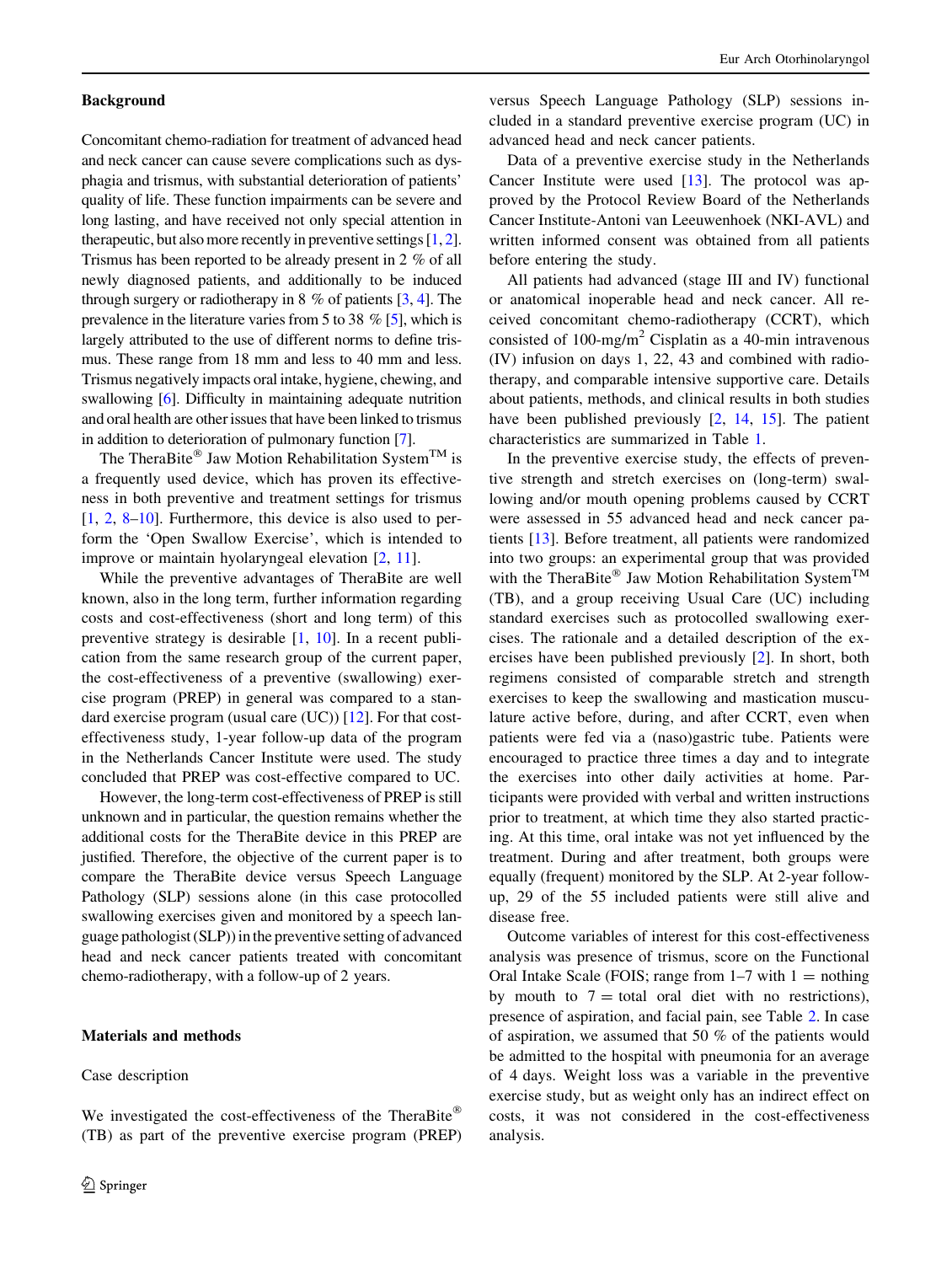## Background

Concomitant chemo-radiation for treatment of advanced head and neck cancer can cause severe complications such as dysphagia and trismus, with substantial deterioration of patients' quality of life. These function impairments can be severe and long lasting, and have received not only special attention in therapeutic, but also more recently in preventive settings [1, 2]. Trismus has been reported to be already present in 2 % of all newly diagnosed patients, and additionally to be induced through surgery or radiotherapy in 8 % of patients [3, 4]. The prevalence in the literature varies from 5 to 38 % [5], which is largely attributed to the use of different norms to define trismus. These range from 18 mm and less to 40 mm and less. Trismus negatively impacts oral intake, hygiene, chewing, and swallowing [6]. Difficulty in maintaining adequate nutrition and oral health are other issues that have been linked to trismus in addition to deterioration of pulmonary function [7].

The TheraBite® Jaw Motion Rehabilitation System™ is a frequently used device, which has proven its effectiveness in both preventive and treatment settings for trismus [1, 2, 8–10]. Furthermore, this device is also used to perform the 'Open Swallow Exercise', which is intended to improve or maintain hyolaryngeal elevation [2, 11].

While the preventive advantages of TheraBite are well known, also in the long term, further information regarding costs and cost-effectiveness (short and long term) of this preventive strategy is desirable [1, 10]. In a recent publication from the same research group of the current paper, the cost-effectiveness of a preventive (swallowing) exercise program (PREP) in general was compared to a standard exercise program (usual care (UC)) [12]. For that cost-effectiveness study, 1-year follow-up data of the program in the Netherlands Cancer Institute were used. The study concluded that PREP was cost-effective compared to UC.

However, the long-term cost-effectiveness of PREP is still unknown and in particular, the question remains whether the additional costs for the TheraBite device in this PREP are justified. Therefore, the objective of the current paper is to compare the TheraBite device versus Speech Language Pathology (SLP) sessions alone (in this case protocolled swallowing exercises given and monitored by a speech language pathologist (SLP)) in the preventive setting of advanced head and neck cancer patients treated with concomitant chemo-radiotherapy, with a follow-up of 2 years.

## Materials and methods

### Case description

We investigated the cost-effectiveness of the TheraBite® (TB) as part of the preventive exercise program (PREP) versus Speech Language Pathology (SLP) sessions included in a standard preventive exercise program (UC) in advanced head and neck cancer patients.

Data of a preventive exercise study in the Netherlands Cancer Institute were used [13]. The protocol was approved by the Protocol Review Board of the Netherlands Cancer Institute-Antoni van Leeuwenhoek (NKI-AVL) and written informed consent was obtained from all patients before entering the study.

All patients had advanced (stage III and IV) functional or anatomical inoperable head and neck cancer. All received concomitant chemo-radiotherapy (CCRT), which consisted of 100-mg/m$^2$ Cisplatin as a 40-min intravenous (IV) infusion on days 1, 22, 43 and combined with radiotherapy, and comparable intensive supportive care. Details about patients, methods, and clinical results in both studies have been published previously [2, 14, 15]. The patient characteristics are summarized in Table 1.

In the preventive exercise study, the effects of preventive strength and stretch exercises on (long-term) swallowing and/or mouth opening problems caused by CCRT were assessed in 55 advanced head and neck cancer patients [13]. Before treatment, all patients were randomized into two groups: an experimental group that was provided with the TheraBite® Jaw Motion Rehabilitation System™ (TB), and a group receiving Usual Care (UC) including standard exercises such as protocolled swallowing exercises. The rationale and a detailed description of the exercises have been published previously [2]. In short, both regimens consisted of comparable stretch and strength exercises to keep the swallowing and mastication musculature active before, during, and after CCRT, even when patients were fed via a (naso)gastric tube. Patients were encouraged to practice three times a day and to integrate the exercises into other daily activities at home. Participants were provided with verbal and written instructions prior to treatment, at which time they also started practicing. At this time, oral intake was not yet influenced by the treatment. During and after treatment, both groups were equally (frequent) monitored by the SLP. At 2-year follow-up, 29 of the 55 included patients were still alive and disease free.

Outcome variables of interest for this cost-effectiveness analysis was presence of trismus, score on the Functional Oral Intake Scale (FOIS; range from 1–7 with 1 = nothing by mouth to 7 = total oral diet with no restrictions), presence of aspiration, and facial pain, see Table 2. In case of aspiration, we assumed that 50 % of the patients would be admitted to the hospital with pneumonia for an average of 4 days. Weight loss was a variable in the preventive exercise study, but as weight only has an indirect effect on costs, it was not considered in the cost-effectiveness analysis.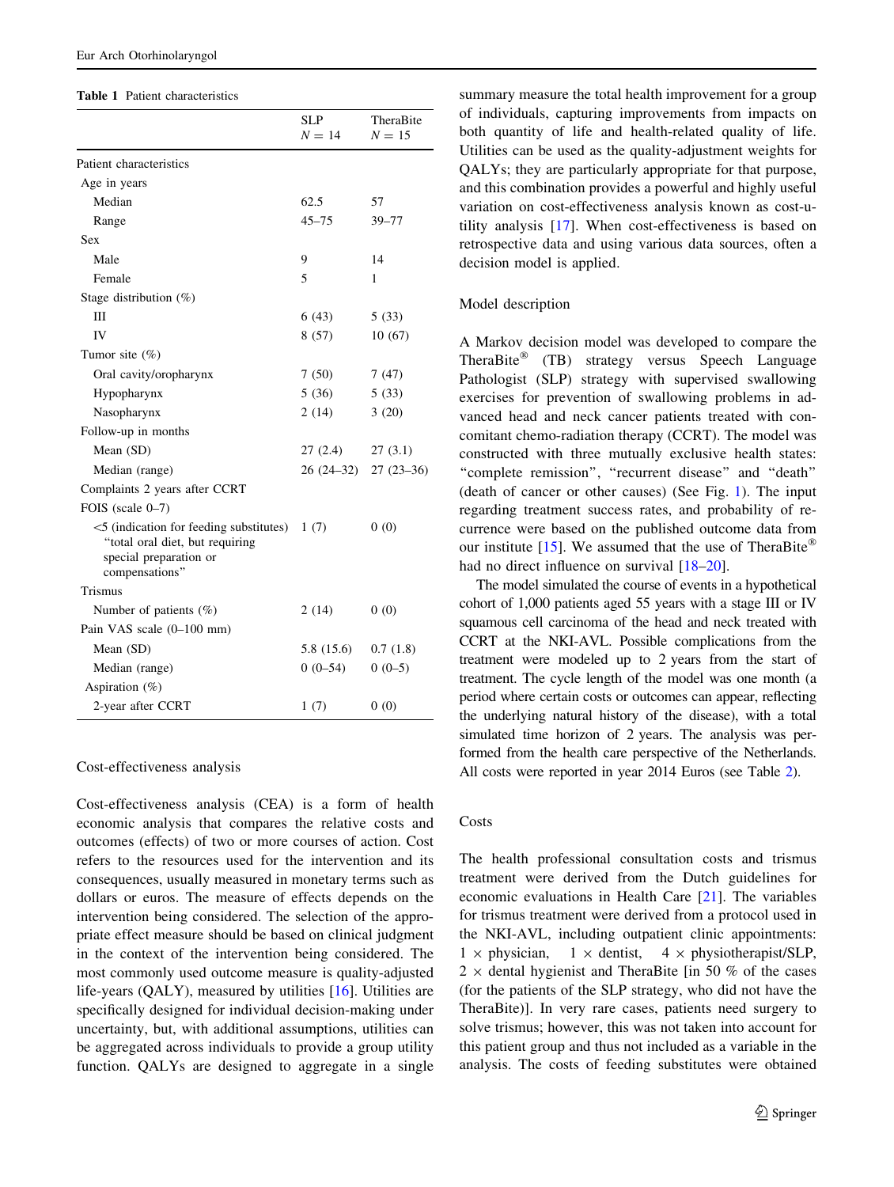**Table 1** Patient characteristics

| | SLP N = 14 | TheraBite N = 15 |
|---|---|---|
| Patient characteristics | | |
| Age in years | | |
| Median | 62.5 | 57 |
| Range | 45–75 | 39–77 |
| Sex | | |
| Male | 9 | 14 |
| Female | 5 | 1 |
| Stage distribution (%) | | |
| III | 6 (43) | 5 (33) |
| IV | 8 (57) | 10 (67) |
| Tumor site (%) | | |
| Oral cavity/oropharynx | 7 (50) | 7 (47) |
| Hypopharynx | 5 (36) | 5 (33) |
| Nasopharynx | 2 (14) | 3 (20) |
| Follow-up in months | | |
| Mean (SD) | 27 (2.4) | 27 (3.1) |
| Median (range) | 26 (24–32) | 27 (23–36) |
| Complaints 2 years after CCRT | | |
| FOIS (scale 0–7) | | |
| <5 (indication for feeding substitutes) "total oral diet, but requiring special preparation or compensations" | 1 (7) | 0 (0) |
| Trismus | | |
| Number of patients (%) | 2 (14) | 0 (0) |
| Pain VAS scale (0–100 mm) | | |
| Mean (SD) | 5.8 (15.6) | 0.7 (1.8) |
| Median (range) | 0 (0–54) | 0 (0–5) |
| Aspiration (%) | | |
| 2-year after CCRT | 1 (7) | 0 (0) |

## Cost-effectiveness analysis

Cost-effectiveness analysis (CEA) is a form of health economic analysis that compares the relative costs and outcomes (effects) of two or more courses of action. Cost refers to the resources used for the intervention and its consequences, usually measured in monetary terms such as dollars or euros. The measure of effects depends on the intervention being considered. The selection of the appropriate effect measure should be based on clinical judgment in the context of the intervention being considered. The most commonly used outcome measure is quality-adjusted life-years (QALY), measured by utilities [16]. Utilities are specifically designed for individual decision-making under uncertainty, but, with additional assumptions, utilities can be aggregated across individuals to provide a group utility function. QALYs are designed to aggregate in a single summary measure the total health improvement for a group of individuals, capturing improvements from impacts on both quantity of life and health-related quality of life. Utilities can be used as the quality-adjustment weights for QALYs; they are particularly appropriate for that purpose, and this combination provides a powerful and highly useful variation on cost-effectiveness analysis known as cost-utility analysis [17]. When cost-effectiveness is based on retrospective data and using various data sources, often a decision model is applied.

## Model description

A Markov decision model was developed to compare the TheraBite® (TB) strategy versus Speech Language Pathologist (SLP) strategy with supervised swallowing exercises for prevention of swallowing problems in advanced head and neck cancer patients treated with concomitant chemo-radiation therapy (CCRT). The model was constructed with three mutually exclusive health states: "complete remission", "recurrent disease" and "death" (death of cancer or other causes) (See Fig. 1). The input regarding treatment success rates, and probability of recurrence were based on the published outcome data from our institute [15]. We assumed that the use of TheraBite® had no direct influence on survival [18–20].

The model simulated the course of events in a hypothetical cohort of 1,000 patients aged 55 years with a stage III or IV squamous cell carcinoma of the head and neck treated with CCRT at the NKI-AVL. Possible complications from the treatment were modeled up to 2 years from the start of treatment. The cycle length of the model was one month (a period where certain costs or outcomes can appear, reflecting the underlying natural history of the disease), with a total simulated time horizon of 2 years. The analysis was performed from the health care perspective of the Netherlands. All costs were reported in year 2014 Euros (see Table 2).

## Costs

The health professional consultation costs and trismus treatment were derived from the Dutch guidelines for economic evaluations in Health Care [21]. The variables for trismus treatment were derived from a protocol used in the NKI-AVL, including outpatient clinic appointments: 1 × physician, 1 × dentist, 4 × physiotherapist/SLP, 2 × dental hygienist and TheraBite [in 50 % of the cases (for the patients of the SLP strategy, who did not have the TheraBite)]. In very rare cases, patients need surgery to solve trismus; however, this was not taken into account for this patient group and thus not included as a variable in the analysis. The costs of feeding substitutes were obtained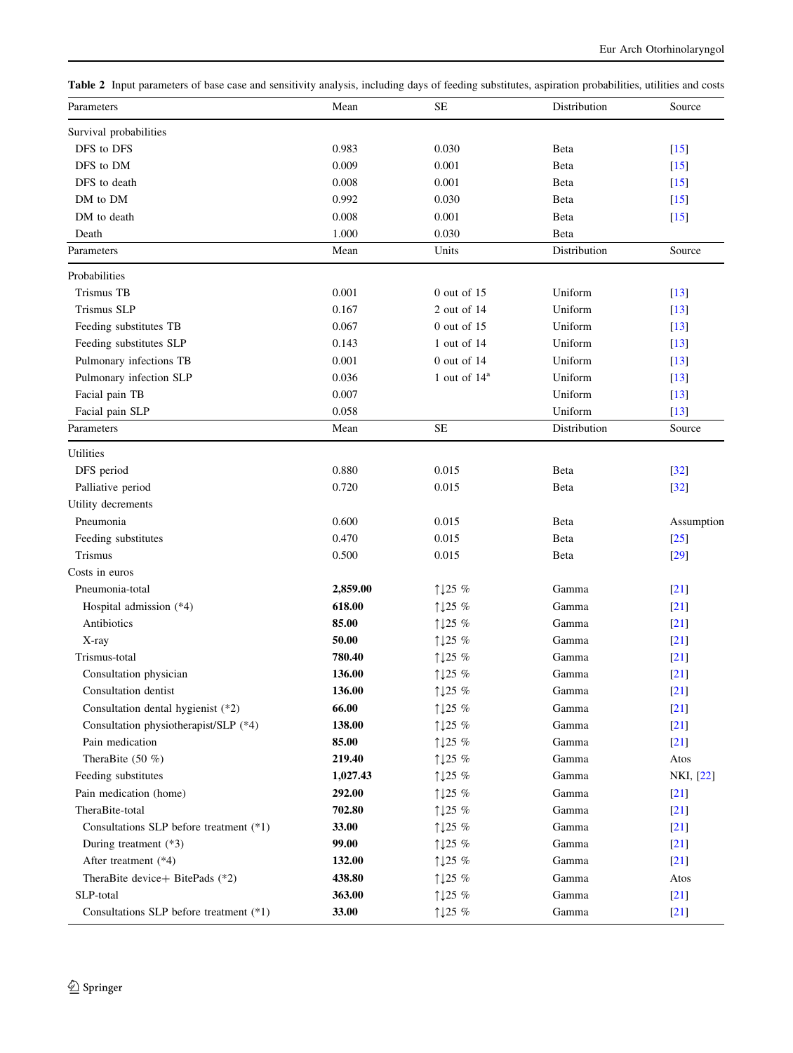**Table 2** Input parameters of base case and sensitivity analysis, including days of feeding substitutes, aspiration probabilities, utilities and costs

| Parameters | Mean | SE | Distribution | Source |
|---|---|---|---|---|
| Survival probabilities | | | | |
| DFS to DFS | 0.983 | 0.030 | Beta | [15] |
| DFS to DM | 0.009 | 0.001 | Beta | [15] |
| DFS to death | 0.008 | 0.001 | Beta | [15] |
| DM to DM | 0.992 | 0.030 | Beta | [15] |
| DM to death | 0.008 | 0.001 | Beta | [15] |
| Death | 1.000 | 0.030 | Beta | |
| **Parameters** | **Mean** | **Units** | **Distribution** | **Source** |
| Probabilities | | | | |
| Trismus TB | 0.001 | 0 out of 15 | Uniform | [13] |
| Trismus SLP | 0.167 | 2 out of 14 | Uniform | [13] |
| Feeding substitutes TB | 0.067 | 0 out of 15 | Uniform | [13] |
| Feeding substitutes SLP | 0.143 | 1 out of 14 | Uniform | [13] |
| Pulmonary infections TB | 0.001 | 0 out of 14 | Uniform | [13] |
| Pulmonary infection SLP | 0.036 | 1 out of 14[a] | Uniform | [13] |
| Facial pain TB | 0.007 | | Uniform | [13] |
| Facial pain SLP | 0.058 | | Uniform | [13] |
| **Parameters** | **Mean** | **SE** | **Distribution** | **Source** |
| Utilities | | | | |
| DFS period | 0.880 | 0.015 | Beta | [32] |
| Palliative period | 0.720 | 0.015 | Beta | [32] |
| Utility decrements | | | | |
| Pneumonia | 0.600 | 0.015 | Beta | Assumption |
| Feeding substitutes | 0.470 | 0.015 | Beta | [25] |
| Trismus | 0.500 | 0.015 | Beta | [29] |
| Costs in euros | | | | |
| Pneumonia-total | **2,859.00** | ↑↓25 % | Gamma | [21] |
| Hospital admission (*4) | **618.00** | ↑↓25 % | Gamma | [21] |
| Antibiotics | **85.00** | ↑↓25 % | Gamma | [21] |
| X-ray | **50.00** | ↑↓25 % | Gamma | [21] |
| Trismus-total | **780.40** | ↑↓25 % | Gamma | [21] |
| Consultation physician | **136.00** | ↑↓25 % | Gamma | [21] |
| Consultation dentist | **136.00** | ↑↓25 % | Gamma | [21] |
| Consultation dental hygienist (*2) | **66.00** | ↑↓25 % | Gamma | [21] |
| Consultation physiotherapist/SLP (*4) | **138.00** | ↑↓25 % | Gamma | [21] |
| Pain medication | **85.00** | ↑↓25 % | Gamma | [21] |
| TheraBite (50 %) | **219.40** | ↑↓25 % | Gamma | Atos |
| Feeding substitutes | **1,027.43** | ↑↓25 % | Gamma | NKI, [22] |
| Pain medication (home) | **292.00** | ↑↓25 % | Gamma | [21] |
| TheraBite-total | **702.80** | ↑↓25 % | Gamma | [21] |
| Consultations SLP before treatment (*1) | **33.00** | ↑↓25 % | Gamma | [21] |
| During treatment (*3) | **99.00** | ↑↓25 % | Gamma | [21] |
| After treatment (*4) | **132.00** | ↑↓25 % | Gamma | [21] |
| TheraBite device+ BitePads (*2) | **438.80** | ↑↓25 % | Gamma | Atos |
| SLP-total | **363.00** | ↑↓25 % | Gamma | [21] |
| Consultations SLP before treatment (*1) | **33.00** | ↑↓25 % | Gamma | [21] |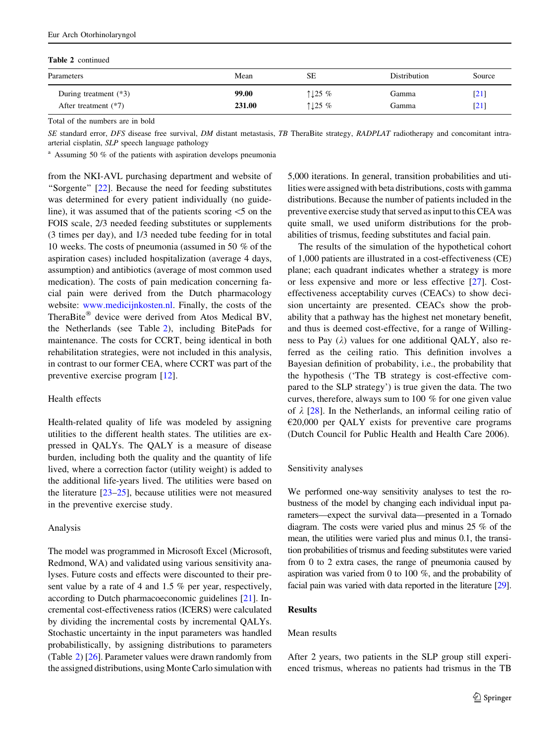**Table 2** continued

| Parameters | Mean | SE | Distribution | Source |
|---|---|---|---|---|
| During treatment (*3) | **99.00** | ↑↓25 % | Gamma | [21] |
| After treatment (*7) | **231.00** | ↑↓25 % | Gamma | [21] |

Total of the numbers are in bold

*SE* standard error, *DFS* disease free survival, *DM* distant metastasis, *TB* TheraBite strategy, *RADPLAT* radiotherapy and concomitant intra-arterial cisplatin, *SLP* speech language pathology

[a] Assuming 50 % of the patients with aspiration develops pneumonia

from the NKI-AVL purchasing department and website of "Sorgente" [22]. Because the need for feeding substitutes was determined for every patient individually (no guideline), it was assumed that of the patients scoring <5 on the FOIS scale, 2/3 needed feeding substitutes or supplements (3 times per day), and 1/3 needed tube feeding for in total 10 weeks. The costs of pneumonia (assumed in 50 % of the aspiration cases) included hospitalization (average 4 days, assumption) and antibiotics (average of most common used medication). The costs of pain medication concerning facial pain were derived from the Dutch pharmacology website: www.medicijnkosten.nl. Finally, the costs of the TheraBite® device were derived from Atos Medical BV, the Netherlands (see Table 2), including BitePads for maintenance. The costs for CCRT, being identical in both rehabilitation strategies, were not included in this analysis, in contrast to our former CEA, where CCRT was part of the preventive exercise program [12].

### Health effects

Health-related quality of life was modeled by assigning utilities to the different health states. The utilities are expressed in QALYs. The QALY is a measure of disease burden, including both the quality and the quantity of life lived, where a correction factor (utility weight) is added to the additional life-years lived. The utilities were based on the literature [23–25], because utilities were not measured in the preventive exercise study.

### Analysis

The model was programmed in Microsoft Excel (Microsoft, Redmond, WA) and validated using various sensitivity analyses. Future costs and effects were discounted to their present value by a rate of 4 and 1.5 % per year, respectively, according to Dutch pharmacoeconomic guidelines [21]. Incremental cost-effectiveness ratios (ICERS) were calculated by dividing the incremental costs by incremental QALYs. Stochastic uncertainty in the input parameters was handled probabilistically, by assigning distributions to parameters (Table 2) [26]. Parameter values were drawn randomly from the assigned distributions, using Monte Carlo simulation with 5,000 iterations. In general, transition probabilities and utilities were assigned with beta distributions, costs with gamma distributions. Because the number of patients included in the preventive exercise study that served as input to this CEA was quite small, we used uniform distributions for the probabilities of trismus, feeding substitutes and facial pain.

The results of the simulation of the hypothetical cohort of 1,000 patients are illustrated in a cost-effectiveness (CE) plane; each quadrant indicates whether a strategy is more or less expensive and more or less effective [27]. Cost-effectiveness acceptability curves (CEACs) to show decision uncertainty are presented. CEACs show the probability that a pathway has the highest net monetary benefit, and thus is deemed cost-effective, for a range of Willingness to Pay ($\lambda$) values for one additional QALY, also referred as the ceiling ratio. This definition involves a Bayesian definition of probability, i.e., the probability that the hypothesis ('The TB strategy is cost-effective compared to the SLP strategy') is true given the data. The two curves, therefore, always sum to 100 % for one given value of $\lambda$ [28]. In the Netherlands, an informal ceiling ratio of €20,000 per QALY exists for preventive care programs (Dutch Council for Public Health and Health Care 2006).

### Sensitivity analyses

We performed one-way sensitivity analyses to test the robustness of the model by changing each individual input parameters—expect the survival data—presented in a Tornado diagram. The costs were varied plus and minus 25 % of the mean, the utilities were varied plus and minus 0.1, the transition probabilities of trismus and feeding substitutes were varied from 0 to 2 extra cases, the range of pneumonia caused by aspiration was varied from 0 to 100 %, and the probability of facial pain was varied with data reported in the literature [29].

## Results

### Mean results

After 2 years, two patients in the SLP group still experienced trismus, whereas no patients had trismus in the TB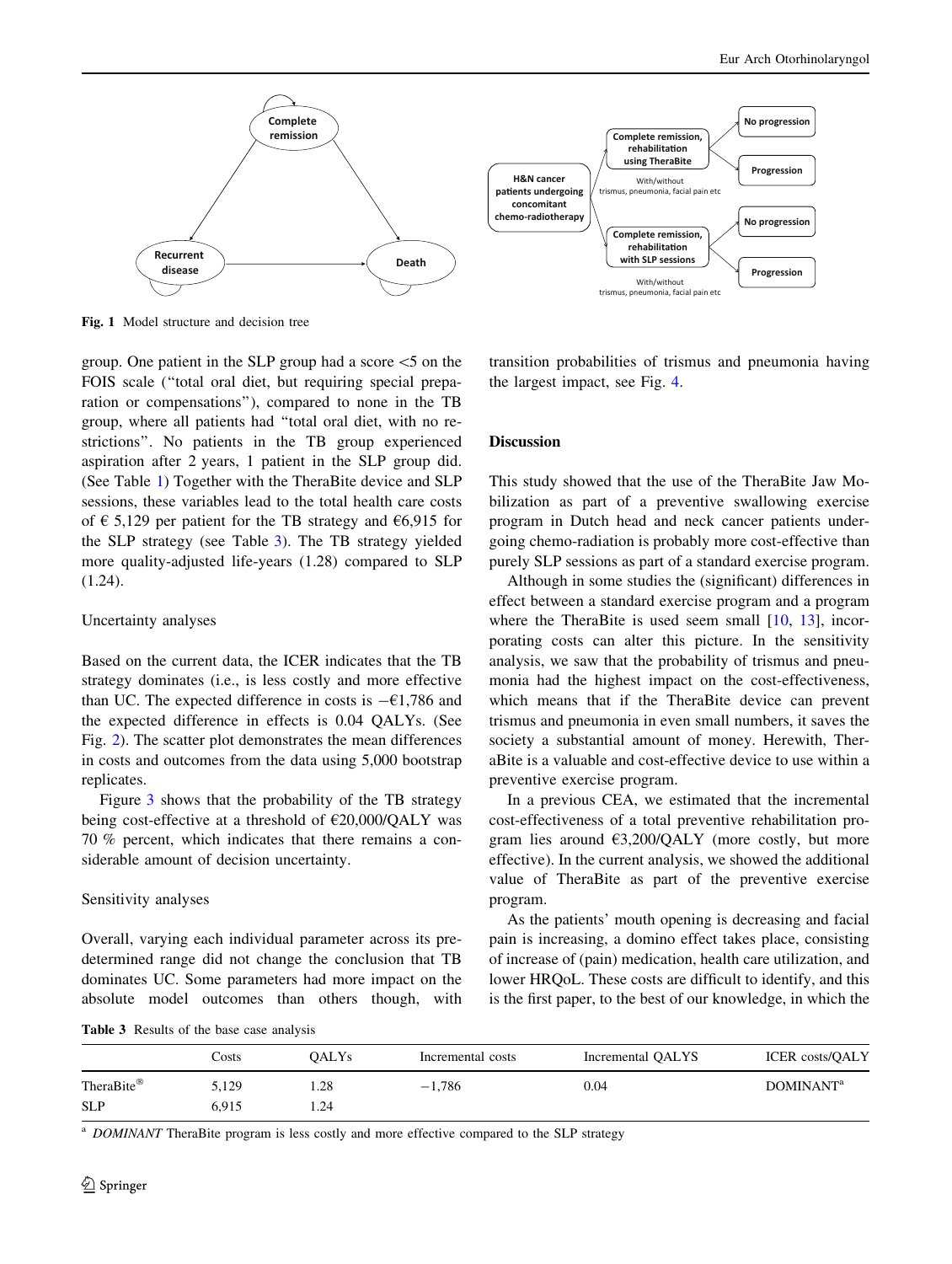Fig. 1 Model structure and decision tree

group. One patient in the SLP group had a score <5 on the FOIS scale ("total oral diet, but requiring special preparation or compensations"), compared to none in the TB group, where all patients had "total oral diet, with no restrictions". No patients in the TB group experienced aspiration after 2 years, 1 patient in the SLP group did. (See Table 1) Together with the TheraBite device and SLP sessions, these variables lead to the total health care costs of € 5,129 per patient for the TB strategy and €6,915 for the SLP strategy (see Table 3). The TB strategy yielded more quality-adjusted life-years (1.28) compared to SLP (1.24).

### Uncertainty analyses

Based on the current data, the ICER indicates that the TB strategy dominates (i.e., is less costly and more effective than UC. The expected difference in costs is −€1,786 and the expected difference in effects is 0.04 QALYs. (See Fig. 2). The scatter plot demonstrates the mean differences in costs and outcomes from the data using 5,000 bootstrap replicates.

Figure 3 shows that the probability of the TB strategy being cost-effective at a threshold of €20,000/QALY was 70 % percent, which indicates that there remains a considerable amount of decision uncertainty.

### Sensitivity analyses

Overall, varying each individual parameter across its predetermined range did not change the conclusion that TB dominates UC. Some parameters had more impact on the absolute model outcomes than others though, with transition probabilities of trismus and pneumonia having the largest impact, see Fig. 4.

## Discussion

This study showed that the use of the TheraBite Jaw Mobilization as part of a preventive swallowing exercise program in Dutch head and neck cancer patients undergoing chemo-radiation is probably more cost-effective than purely SLP sessions as part of a standard exercise program.

Although in some studies the (significant) differences in effect between a standard exercise program and a program where the TheraBite is used seem small [10, 13], incorporating costs can alter this picture. In the sensitivity analysis, we saw that the probability of trismus and pneumonia had the highest impact on the cost-effectiveness, which means that if the TheraBite device can prevent trismus and pneumonia in even small numbers, it saves the society a substantial amount of money. Herewith, TheraBite is a valuable and cost-effective device to use within a preventive exercise program.

In a previous CEA, we estimated that the incremental cost-effectiveness of a total preventive rehabilitation program lies around €3,200/QALY (more costly, but more effective). In the current analysis, we showed the additional value of TheraBite as part of the preventive exercise program.

As the patients' mouth opening is decreasing and facial pain is increasing, a domino effect takes place, consisting of increase of (pain) medication, health care utilization, and lower HRQoL. These costs are difficult to identify, and this is the first paper, to the best of our knowledge, in which the

Table 3 Results of the base case analysis

| | Costs | QALYs | Incremental costs | Incremental QALYS | ICER costs/QALY |
|---|---|---|---|---|---|
| TheraBite® | 5,129 | 1.28 | −1,786 | 0.04 | DOMINANT[a] |
| SLP | 6,915 | 1.24 | | | |

[a] *DOMINANT* TheraBite program is less costly and more effective compared to the SLP strategy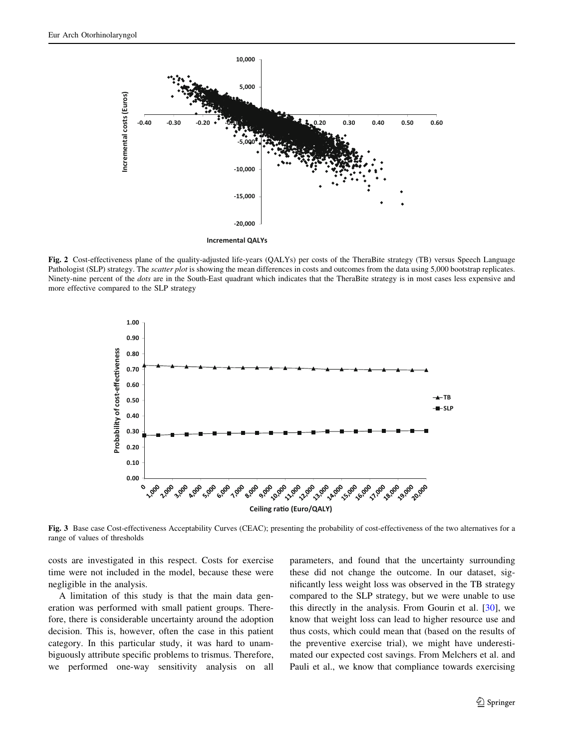Fig. 2 Cost-effectiveness plane of the quality-adjusted life-years (QALYs) per costs of the TheraBite strategy (TB) versus Speech Language Pathologist (SLP) strategy. The *scatter plot* is showing the mean differences in costs and outcomes from the data using 5,000 bootstrap replicates. Ninety-nine percent of the *dots* are in the South-East quadrant which indicates that the TheraBite strategy is in most cases less expensive and more effective compared to the SLP strategy

Fig. 3 Base case Cost-effectiveness Acceptability Curves (CEAC); presenting the probability of cost-effectiveness of the two alternatives for a range of values of thresholds

costs are investigated in this respect. Costs for exercise time were not included in the model, because these were negligible in the analysis.

A limitation of this study is that the main data generation was performed with small patient groups. Therefore, there is considerable uncertainty around the adoption decision. This is, however, often the case in this patient category. In this particular study, it was hard to unambiguously attribute specific problems to trismus. Therefore, we performed one-way sensitivity analysis on all parameters, and found that the uncertainty surrounding these did not change the outcome. In our dataset, significantly less weight loss was observed in the TB strategy compared to the SLP strategy, but we were unable to use this directly in the analysis. From Gourin et al. [30], we know that weight loss can lead to higher resource use and thus costs, which could mean that (based on the results of the preventive exercise trial), we might have underestimated our expected cost savings. From Melchers et al. and Pauli et al., we know that compliance towards exercising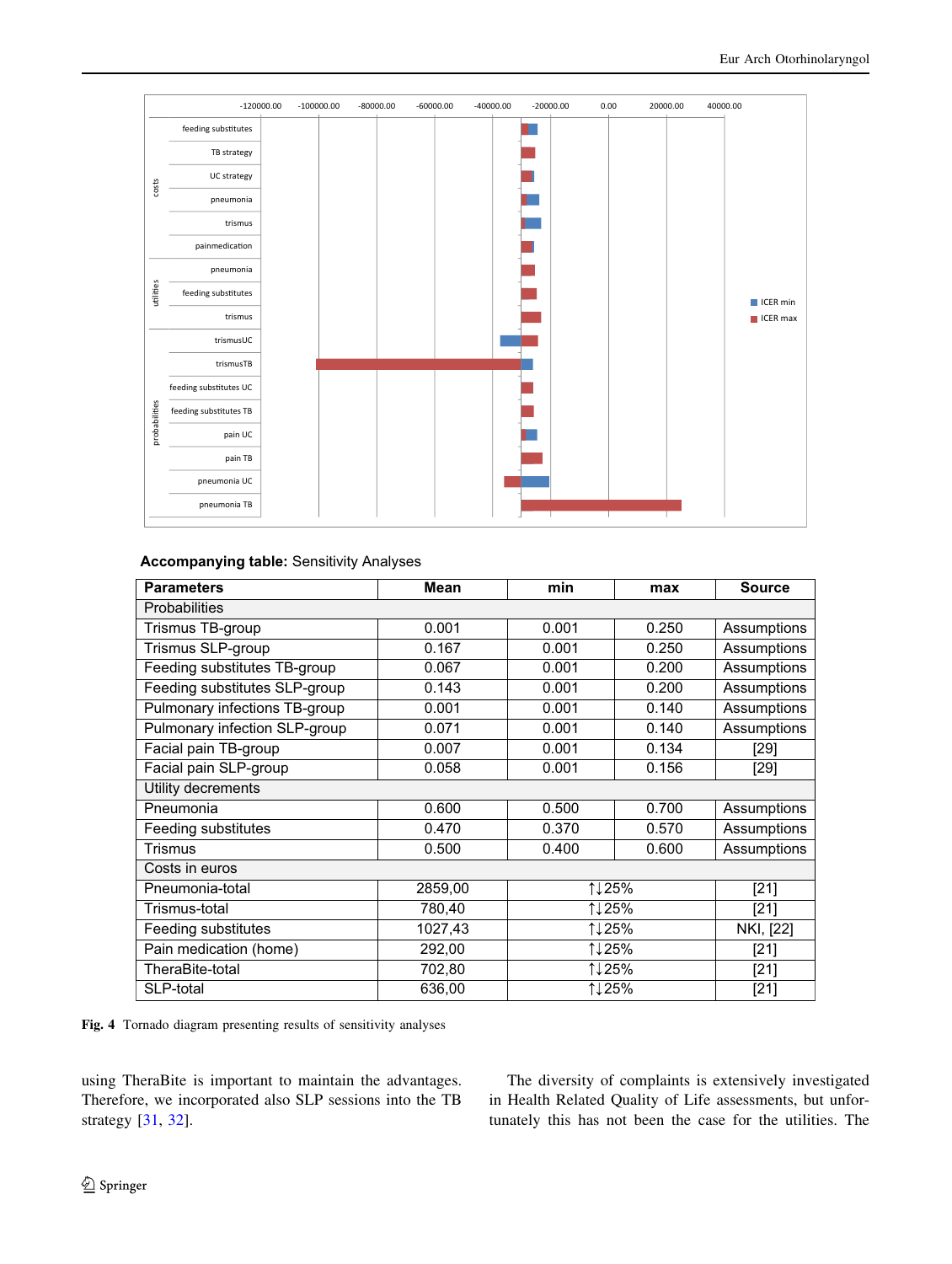**Accompanying table:** Sensitivity Analyses

| Parameters | Mean | min | max | Source |
| --- | --- | --- | --- | --- |
| Probabilities | | | | |
| Trismus TB-group | 0.001 | 0.001 | 0.250 | Assumptions |
| Trismus SLP-group | 0.167 | 0.001 | 0.250 | Assumptions |
| Feeding substitutes TB-group | 0.067 | 0.001 | 0.200 | Assumptions |
| Feeding substitutes SLP-group | 0.143 | 0.001 | 0.200 | Assumptions |
| Pulmonary infections TB-group | 0.001 | 0.001 | 0.140 | Assumptions |
| Pulmonary infection SLP-group | 0.071 | 0.001 | 0.140 | Assumptions |
| Facial pain TB-group | 0.007 | 0.001 | 0.134 | [29] |
| Facial pain SLP-group | 0.058 | 0.001 | 0.156 | [29] |
| Utility decrements | | | | |
| Pneumonia | 0.600 | 0.500 | 0.700 | Assumptions |
| Feeding substitutes | 0.470 | 0.370 | 0.570 | Assumptions |
| Trismus | 0.500 | 0.400 | 0.600 | Assumptions |
| Costs in euros | | | | |
| Pneumonia-total | 2859,00 | ↑↓25% | | [21] |
| Trismus-total | 780,40 | ↑↓25% | | [21] |
| Feeding substitutes | 1027,43 | ↑↓25% | | NKI, [22] |
| Pain medication (home) | 292,00 | ↑↓25% | | [21] |
| TheraBite-total | 702,80 | ↑↓25% | | [21] |
| SLP-total | 636,00 | ↑↓25% | | [21] |

**Fig. 4** Tornado diagram presenting results of sensitivity analyses

using TheraBite is important to maintain the advantages. Therefore, we incorporated also SLP sessions into the TB strategy [31, 32].

The diversity of complaints is extensively investigated in Health Related Quality of Life assessments, but unfortunately this has not been the case for the utilities. The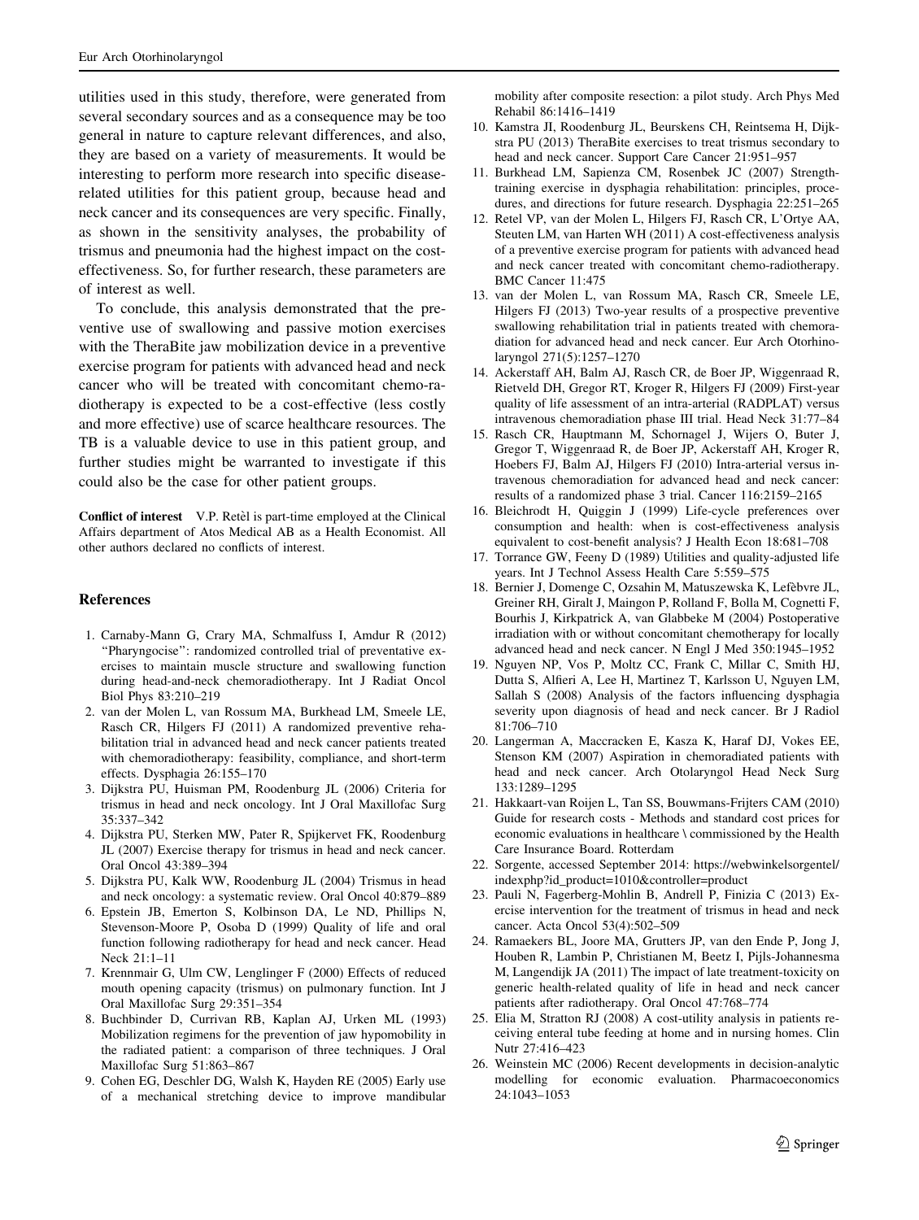utilities used in this study, therefore, were generated from several secondary sources and as a consequence may be too general in nature to capture relevant differences, and also, they are based on a variety of measurements. It would be interesting to perform more research into specific disease-related utilities for this patient group, because head and neck cancer and its consequences are very specific. Finally, as shown in the sensitivity analyses, the probability of trismus and pneumonia had the highest impact on the cost-effectiveness. So, for further research, these parameters are of interest as well.

To conclude, this analysis demonstrated that the preventive use of swallowing and passive motion exercises with the TheraBite jaw mobilization device in a preventive exercise program for patients with advanced head and neck cancer who will be treated with concomitant chemo-radiotherapy is expected to be a cost-effective (less costly and more effective) use of scarce healthcare resources. The TB is a valuable device to use in this patient group, and further studies might be warranted to investigate if this could also be the case for other patient groups.

**Conflict of interest** V.P. Retèl is part-time employed at the Clinical Affairs department of Atos Medical AB as a Health Economist. All other authors declared no conflicts of interest.

## References

1. Carnaby-Mann G, Crary MA, Schmalfuss I, Amdur R (2012) "Pharyngocise": randomized controlled trial of preventative exercises to maintain muscle structure and swallowing function during head-and-neck chemoradiotherapy. Int J Radiat Oncol Biol Phys 83:210–219
2. van der Molen L, van Rossum MA, Burkhead LM, Smeele LE, Rasch CR, Hilgers FJ (2011) A randomized preventive rehabilitation trial in advanced head and neck cancer patients treated with chemoradiotherapy: feasibility, compliance, and short-term effects. Dysphagia 26:155–170
3. Dijkstra PU, Huisman PM, Roodenburg JL (2006) Criteria for trismus in head and neck oncology. Int J Oral Maxillofac Surg 35:337–342
4. Dijkstra PU, Sterken MW, Pater R, Spijkervet FK, Roodenburg JL (2007) Exercise therapy for trismus in head and neck cancer. Oral Oncol 43:389–394
5. Dijkstra PU, Kalk WW, Roodenburg JL (2004) Trismus in head and neck oncology: a systematic review. Oral Oncol 40:879–889
6. Epstein JB, Emerton S, Kolbinson DA, Le ND, Phillips N, Stevenson-Moore P, Osoba D (1999) Quality of life and oral function following radiotherapy for head and neck cancer. Head Neck 21:1–11
7. Krennmair G, Ulm CW, Lenglinger F (2000) Effects of reduced mouth opening capacity (trismus) on pulmonary function. Int J Oral Maxillofac Surg 29:351–354
8. Buchbinder D, Currivan RB, Kaplan AJ, Urken ML (1993) Mobilization regimens for the prevention of jaw hypomobility in the radiated patient: a comparison of three techniques. J Oral Maxillofac Surg 51:863–867
9. Cohen EG, Deschler DG, Walsh K, Hayden RE (2005) Early use of a mechanical stretching device to improve mandibular mobility after composite resection: a pilot study. Arch Phys Med Rehabil 86:1416–1419
10. Kamstra JI, Roodenburg JL, Beurskens CH, Reintsema H, Dijkstra PU (2013) TheraBite exercises to treat trismus secondary to head and neck cancer. Support Care Cancer 21:951–957
11. Burkhead LM, Sapienza CM, Rosenbek JC (2007) Strength-training exercise in dysphagia rehabilitation: principles, procedures, and directions for future research. Dysphagia 22:251–265
12. Retel VP, van der Molen L, Hilgers FJ, Rasch CR, L'Ortye AA, Steuten LM, van Harten WH (2011) A cost-effectiveness analysis of a preventive exercise program for patients with advanced head and neck cancer treated with concomitant chemo-radiotherapy. BMC Cancer 11:475
13. van der Molen L, van Rossum MA, Rasch CR, Smeele LE, Hilgers FJ (2013) Two-year results of a prospective preventive swallowing rehabilitation trial in patients treated with chemoradiation for advanced head and neck cancer. Eur Arch Otorhinolaryngol 271(5):1257–1270
14. Ackerstaff AH, Balm AJ, Rasch CR, de Boer JP, Wiggenraad R, Rietveld DH, Gregor RT, Kroger R, Hilgers FJ (2009) First-year quality of life assessment of an intra-arterial (RADPLAT) versus intravenous chemoradiation phase III trial. Head Neck 31:77–84
15. Rasch CR, Hauptmann M, Schornagel J, Wijers O, Buter J, Gregor T, Wiggenraad R, de Boer JP, Ackerstaff AH, Kroger R, Hoebers FJ, Balm AJ, Hilgers FJ (2010) Intra-arterial versus intravenous chemoradiation for advanced head and neck cancer: results of a randomized phase 3 trial. Cancer 116:2159–2165
16. Bleichrodt H, Quiggin J (1999) Life-cycle preferences over consumption and health: when is cost-effectiveness analysis equivalent to cost-benefit analysis? J Health Econ 18:681–708
17. Torrance GW, Feeny D (1989) Utilities and quality-adjusted life years. Int J Technol Assess Health Care 5:559–575
18. Bernier J, Domenge C, Ozsahin M, Matuszewska K, Lefèbvre JL, Greiner RH, Giralt J, Maingon P, Rolland F, Bolla M, Cognetti F, Bourhis J, Kirkpatrick A, van Glabbeke M (2004) Postoperative irradiation with or without concomitant chemotherapy for locally advanced head and neck cancer. N Engl J Med 350:1945–1952
19. Nguyen NP, Vos P, Moltz CC, Frank C, Millar C, Smith HJ, Dutta S, Alfieri A, Lee H, Martinez T, Karlsson U, Nguyen LM, Sallah S (2008) Analysis of the factors influencing dysphagia severity upon diagnosis of head and neck cancer. Br J Radiol 81:706–710
20. Langerman A, Maccracken E, Kasza K, Haraf DJ, Vokes EE, Stenson KM (2007) Aspiration in chemoradiated patients with head and neck cancer. Arch Otolaryngol Head Neck Surg 133:1289–1295
21. Hakkaart-van Roijen L, Tan SS, Bouwmans-Frijters CAM (2010) Guide for research costs - Methods and standard cost prices for economic evaluations in healthcare \ commissioned by the Health Care Insurance Board. Rotterdam
22. Sorgente, accessed September 2014: https://webwinkelsorgentel/indexphp?id_product=1010&controller=product
23. Pauli N, Fagerberg-Mohlin B, Andrell P, Finizia C (2013) Exercise intervention for the treatment of trismus in head and neck cancer. Acta Oncol 53(4):502–509
24. Ramaekers BL, Joore MA, Grutters JP, van den Ende P, Jong J, Houben R, Lambin P, Christianen M, Beetz I, Pijls-Johannesma M, Langendijk JA (2011) The impact of late treatment-toxicity on generic health-related quality of life in head and neck cancer patients after radiotherapy. Oral Oncol 47:768–774
25. Elia M, Stratton RJ (2008) A cost-utility analysis in patients receiving enteral tube feeding at home and in nursing homes. Clin Nutr 27:416–423
26. Weinstein MC (2006) Recent developments in decision-analytic modelling for economic evaluation. Pharmacoeconomics 24:1043–1053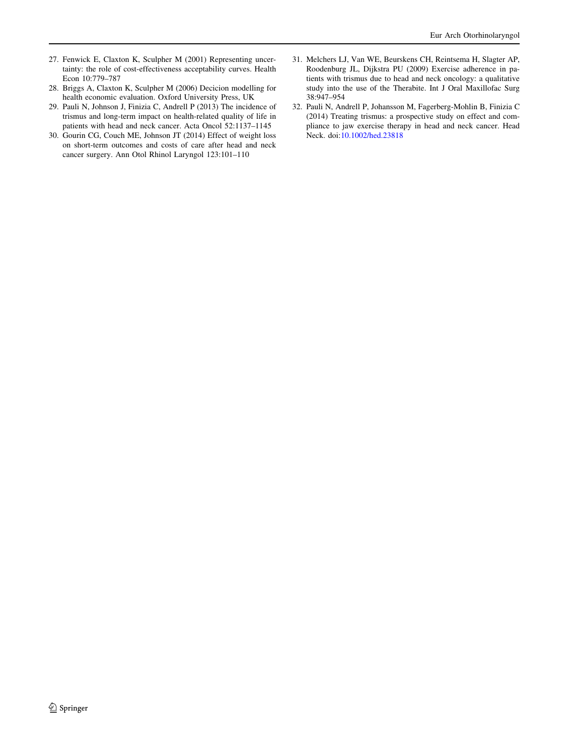27. Fenwick E, Claxton K, Sculpher M (2001) Representing uncertainty: the role of cost-effectiveness acceptability curves. Health Econ 10:779–787
28. Briggs A, Claxton K, Sculpher M (2006) Decicion modelling for health economic evaluation. Oxford University Press, UK
29. Pauli N, Johnson J, Finizia C, Andrell P (2013) The incidence of trismus and long-term impact on health-related quality of life in patients with head and neck cancer. Acta Oncol 52:1137–1145
30. Gourin CG, Couch ME, Johnson JT (2014) Effect of weight loss on short-term outcomes and costs of care after head and neck cancer surgery. Ann Otol Rhinol Laryngol 123:101–110
31. Melchers LJ, Van WE, Beurskens CH, Reintsema H, Slagter AP, Roodenburg JL, Dijkstra PU (2009) Exercise adherence in patients with trismus due to head and neck oncology: a qualitative study into the use of the Therabite. Int J Oral Maxillofac Surg 38:947–954
32. Pauli N, Andrell P, Johansson M, Fagerberg-Mohlin B, Finizia C (2014) Treating trismus: a prospective study on effect and compliance to jaw exercise therapy in head and neck cancer. Head Neck. doi:10.1002/hed.23818